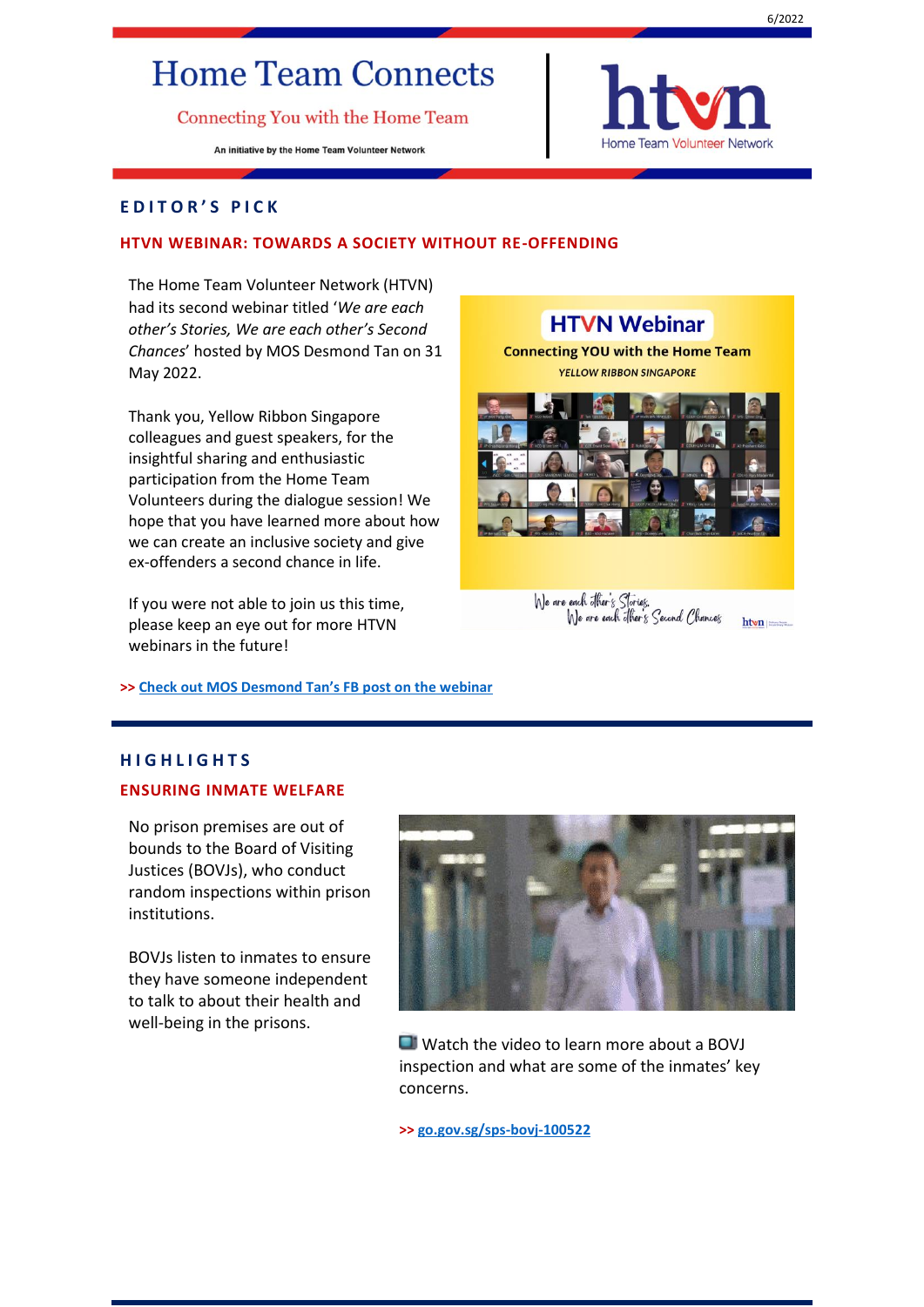# Home Team Connects

Connecting You with the Home Team

An initiative by the Home Team Volunteer Network

htvn Home Team Volunteer Network

## EDITOR'S PICK

### HTVN WEBINAR: TOWARDS A SOCIETY WITHOUT RE-OFFENDING

The Home Team Volunteer Network (HTVN) had its second webinar titled '*We are each other's Stories, We are each other's Second Chances*' hosted by MOS Desmond Tan on 31 May 2022.

Thank you, Yellow Ribbon Singapore colleagues and guest speakers, for the insightful sharing and enthusiastic participation from the Home Team Volunteers during the dialogue session! We hope that you have learned more about how we can create an inclusive society and give ex-offenders a second chance in life.

If you were not able to join us this time, please keep an eye out for more HTVN webinars in the future!

**>> Check out MOS Desmond Tan's FB post on the webinar**

## HIGHLIGHTS

### ENSURING INMATE WELFARE

No prison premises are out of bounds to the Board of Visiting Justices (BOVJs), who conduct random inspections within prison institutions.

BOVJs listen to inmates to ensure they have someone independent to talk to about their health and well-being in the prisons.

Watch the video to learn more about a BOVJ inspection and what are some of the inmates' key concerns.

**>> go.gov.sg/sps-bovj-100522**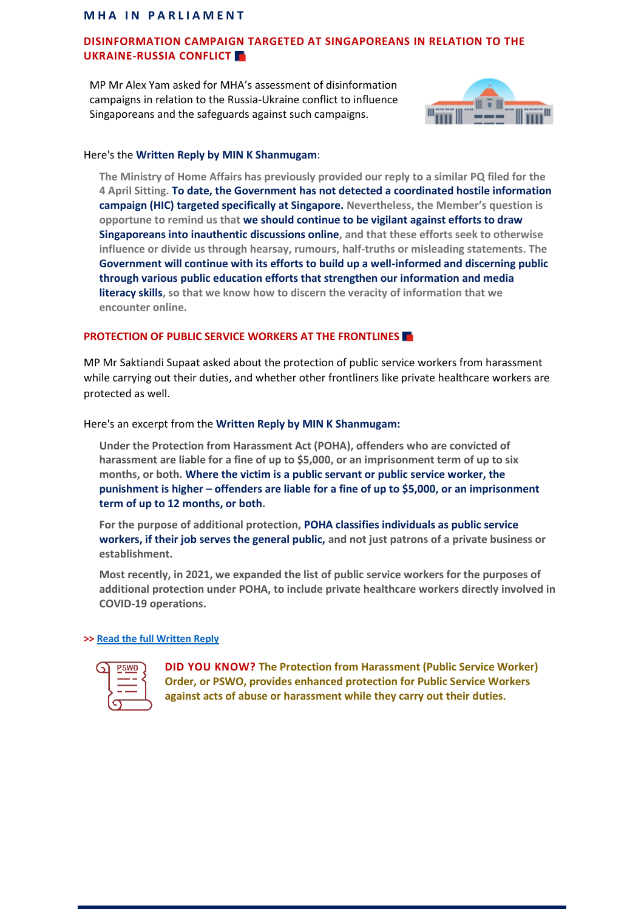## MHA IN PARLIAMENT

### DISINFORMATION CAMPAIGN TARGETED AT SINGAPOREANS IN RELATION TO THE UKRAINE-RUSSIA CONFLICT

MP Mr Alex Yam asked for MHA's assessment of disinformation campaigns in relation to the Russia-Ukraine conflict to influence Singaporeans and the safeguards against such campaigns.

Here's the **Written Reply by MIN K Shanmugam**:

> **The Ministry of Home Affairs has previously provided our reply to a similar PQ filed for the 4 April Sitting. To date, the Government has not detected a coordinated hostile information campaign (HIC) targeted specifically at Singapore. Nevertheless, the Member's question is opportune to remind us that we should continue to be vigilant against efforts to draw Singaporeans into inauthentic discussions online, and that these efforts seek to otherwise influence or divide us through hearsay, rumours, half-truths or misleading statements. The Government will continue with its efforts to build up a well-informed and discerning public through various public education efforts that strengthen our information and media literacy skills, so that we know how to discern the veracity of information that we encounter online.**

### PROTECTION OF PUBLIC SERVICE WORKERS AT THE FRONTLINES

MP Mr Saktiandi Supaat asked about the protection of public service workers from harassment while carrying out their duties, and whether other frontliners like private healthcare workers are protected as well.

Here's an excerpt from the **Written Reply by MIN K Shanmugam:**

> **Under the Protection from Harassment Act (POHA), offenders who are convicted of harassment are liable for a fine of up to $5,000, or an imprisonment term of up to six months, or both. Where the victim is a public servant or public service worker, the punishment is higher – offenders are liable for a fine of up to $5,000, or an imprisonment term of up to 12 months, or both.**
>
> **For the purpose of additional protection, POHA classifies individuals as public service workers, if their job serves the general public, and not just patrons of a private business or establishment.**
>
> **Most recently, in 2021, we expanded the list of public service workers for the purposes of additional protection under POHA, to include private healthcare workers directly involved in COVID-19 operations.**

>> Read the full Written Reply

**DID YOU KNOW? The Protection from Harassment (Public Service Worker) Order, or PSWO, provides enhanced protection for Public Service Workers against acts of abuse or harassment while they carry out their duties.**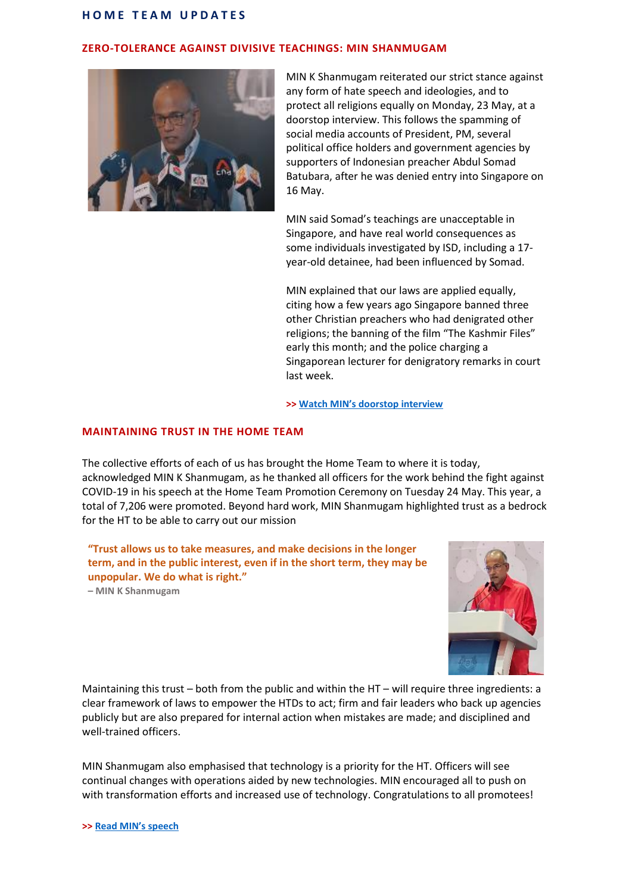## HOME TEAM UPDATES

### ZERO-TOLERANCE AGAINST DIVISIVE TEACHINGS: MIN SHANMUGAM

MIN K Shanmugam reiterated our strict stance against any form of hate speech and ideologies, and to protect all religions equally on Monday, 23 May, at a doorstop interview. This follows the spamming of social media accounts of President, PM, several political office holders and government agencies by supporters of Indonesian preacher Abdul Somad Batubara, after he was denied entry into Singapore on 16 May.

MIN said Somad's teachings are unacceptable in Singapore, and have real world consequences as some individuals investigated by ISD, including a 17-year-old detainee, had been influenced by Somad.

MIN explained that our laws are applied equally, citing how a few years ago Singapore banned three other Christian preachers who had denigrated other religions; the banning of the film "The Kashmir Files" early this month; and the police charging a Singaporean lecturer for denigratory remarks in court last week.

**>>** [Watch MIN's doorstop interview]()

### MAINTAINING TRUST IN THE HOME TEAM

The collective efforts of each of us has brought the Home Team to where it is today, acknowledged MIN K Shanmugam, as he thanked all officers for the work behind the fight against COVID-19 in his speech at the Home Team Promotion Ceremony on Tuesday 24 May. This year, a total of 7,206 were promoted. Beyond hard work, MIN Shanmugam highlighted trust as a bedrock for the HT to be able to carry out our mission

> **"Trust allows us to take measures, and make decisions in the longer term, and in the public interest, even if in the short term, they may be unpopular. We do what is right."**
> **– MIN K Shanmugam**

Maintaining this trust – both from the public and within the HT – will require three ingredients: a clear framework of laws to empower the HTDs to act; firm and fair leaders who back up agencies publicly but are also prepared for internal action when mistakes are made; and disciplined and well-trained officers.

MIN Shanmugam also emphasised that technology is a priority for the HT. Officers will see continual changes with operations aided by new technologies. MIN encouraged all to push on with transformation efforts and increased use of technology. Congratulations to all promotees!

**>>** [Read MIN's speech]()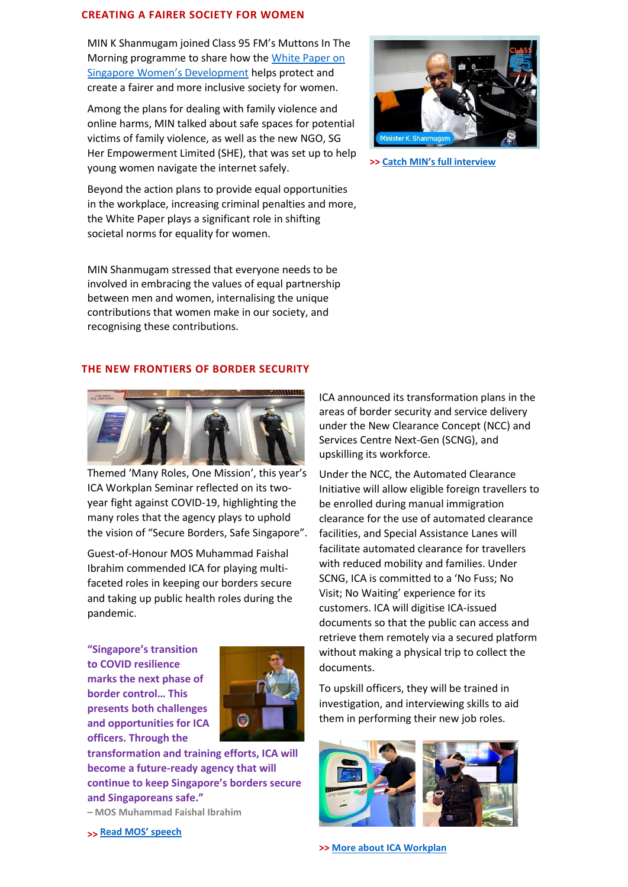## CREATING A FAIRER SOCIETY FOR WOMEN

MIN K Shanmugam joined Class 95 FM's Muttons In The Morning programme to share how the White Paper on Singapore Women's Development helps protect and create a fairer and more inclusive society for women.

Among the plans for dealing with family violence and online harms, MIN talked about safe spaces for potential victims of family violence, as well as the new NGO, SG Her Empowerment Limited (SHE), that was set up to help young women navigate the internet safely.

Beyond the action plans to provide equal opportunities in the workplace, increasing criminal penalties and more, the White Paper plays a significant role in shifting societal norms for equality for women.

MIN Shanmugam stressed that everyone needs to be involved in embracing the values of equal partnership between men and women, internalising the unique contributions that women make in our society, and recognising these contributions.

**>> Catch MIN's full interview**

## THE NEW FRONTIERS OF BORDER SECURITY

Themed 'Many Roles, One Mission', this year's ICA Workplan Seminar reflected on its two-year fight against COVID-19, highlighting the many roles that the agency plays to uphold the vision of "Secure Borders, Safe Singapore".

Guest-of-Honour MOS Muhammad Faishal Ibrahim commended ICA for playing multi-faceted roles in keeping our borders secure and taking up public health roles during the pandemic.

**"Singapore's transition to COVID resilience marks the next phase of border control… This presents both challenges and opportunities for ICA officers. Through the transformation and training efforts, ICA will become a future-ready agency that will continue to keep Singapore's borders secure and Singaporeans safe."**

**– MOS Muhammad Faishal Ibrahim**

**>> Read MOS' speech**

ICA announced its transformation plans in the areas of border security and service delivery under the New Clearance Concept (NCC) and Services Centre Next-Gen (SCNG), and upskilling its workforce.

Under the NCC, the Automated Clearance Initiative will allow eligible foreign travellers to be enrolled during manual immigration clearance for the use of automated clearance facilities, and Special Assistance Lanes will facilitate automated clearance for travellers with reduced mobility and families. Under SCNG, ICA is committed to a 'No Fuss; No Visit; No Waiting' experience for its customers. ICA will digitise ICA-issued documents so that the public can access and retrieve them remotely via a secured platform without making a physical trip to collect the documents.

To upskill officers, they will be trained in investigation, and interviewing skills to aid them in performing their new job roles.

**>> More about ICA Workplan**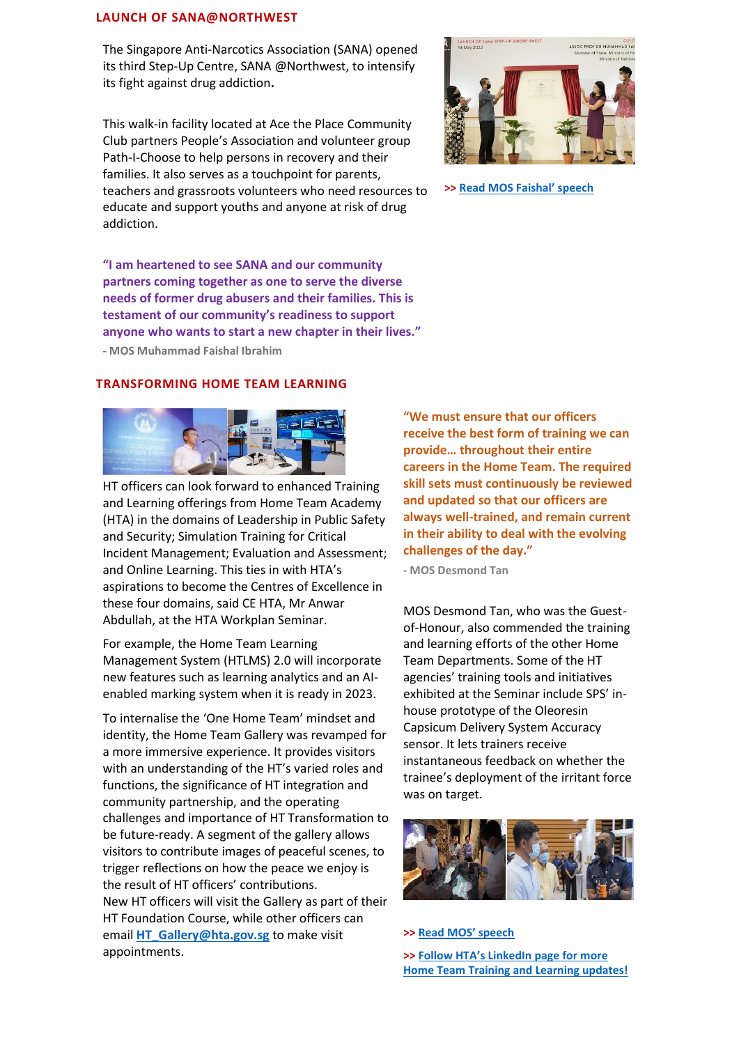## LAUNCH OF SANA@NORTHWEST

The Singapore Anti-Narcotics Association (SANA) opened its third Step-Up Centre, SANA @Northwest, to intensify its fight against drug addiction.

This walk-in facility located at Ace the Place Community Club partners People's Association and volunteer group Path-I-Choose to help persons in recovery and their families. It also serves as a touchpoint for parents, teachers and grassroots volunteers who need resources to educate and support youths and anyone at risk of drug addiction.

**"I am heartened to see SANA and our community partners coming together as one to serve the diverse needs of former drug abusers and their families. This is testament of our community's readiness to support anyone who wants to start a new chapter in their lives."**

**- MOS Muhammad Faishal Ibrahim**

>> Read MOS Faishal' speech

## TRANSFORMING HOME TEAM LEARNING

HT officers can look forward to enhanced Training and Learning offerings from Home Team Academy (HTA) in the domains of Leadership in Public Safety and Security; Simulation Training for Critical Incident Management; Evaluation and Assessment; and Online Learning. This ties in with HTA's aspirations to become the Centres of Excellence in these four domains, said CE HTA, Mr Anwar Abdullah, at the HTA Workplan Seminar.

For example, the Home Team Learning Management System (HTLMS) 2.0 will incorporate new features such as learning analytics and an AI-enabled marking system when it is ready in 2023.

To internalise the 'One Home Team' mindset and identity, the Home Team Gallery was revamped for a more immersive experience. It provides visitors with an understanding of the HT's varied roles and functions, the significance of HT integration and community partnership, and the operating challenges and importance of HT Transformation to be future-ready. A segment of the gallery allows visitors to contribute images of peaceful scenes, to trigger reflections on how the peace we enjoy is the result of HT officers' contributions.
New HT officers will visit the Gallery as part of their HT Foundation Course, while other officers can email HT_Gallery@hta.gov.sg to make visit appointments.

**"We must ensure that our officers receive the best form of training we can provide… throughout their entire careers in the Home Team. The required skill sets must continuously be reviewed and updated so that our officers are always well-trained, and remain current in their ability to deal with the evolving challenges of the day."**

**- MOS Desmond Tan**

MOS Desmond Tan, who was the Guest-of-Honour, also commended the training and learning efforts of the other Home Team Departments. Some of the HT agencies' training tools and initiatives exhibited at the Seminar include SPS' in-house prototype of the Oleoresin Capsicum Delivery System Accuracy sensor. It lets trainers receive instantaneous feedback on whether the trainee's deployment of the irritant force was on target.

>> Read MOS' speech

>> Follow HTA's LinkedIn page for more Home Team Training and Learning updates!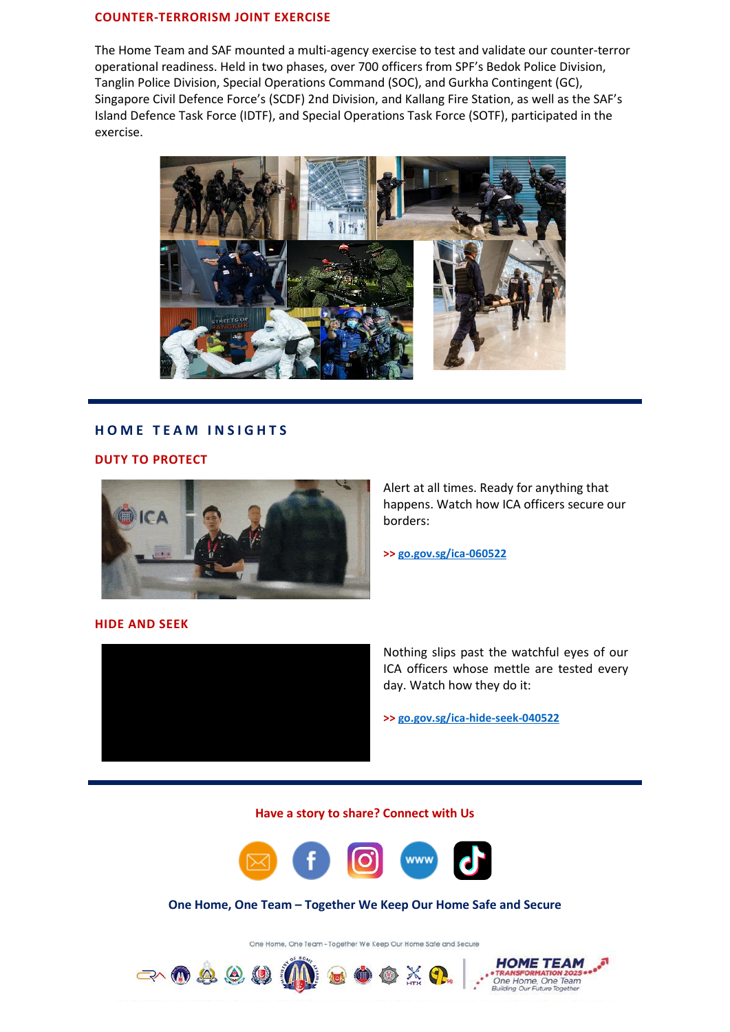## COUNTER-TERRORISM JOINT EXERCISE

The Home Team and SAF mounted a multi-agency exercise to test and validate our counter-terror operational readiness. Held in two phases, over 700 officers from SPF's Bedok Police Division, Tanglin Police Division, Special Operations Command (SOC), and Gurkha Contingent (GC), Singapore Civil Defence Force's (SCDF) 2nd Division, and Kallang Fire Station, as well as the SAF's Island Defence Task Force (IDTF), and Special Operations Task Force (SOTF), participated in the exercise.

# HOME TEAM INSIGHTS

## DUTY TO PROTECT

Alert at all times. Ready for anything that happens. Watch how ICA officers secure our borders:

>> go.gov.sg/ica-060522

## HIDE AND SEEK

Nothing slips past the watchful eyes of our ICA officers whose mettle are tested every day. Watch how they do it:

>> go.gov.sg/ica-hide-seek-040522

**Have a story to share? Connect with Us**

**One Home, One Team – Together We Keep Our Home Safe and Secure**

One Home, One Team - Together We Keep Our Home Safe and Secure

HOME TEAM TRANSFORMATION 2025

One Home, One Team

Building Our Future Together